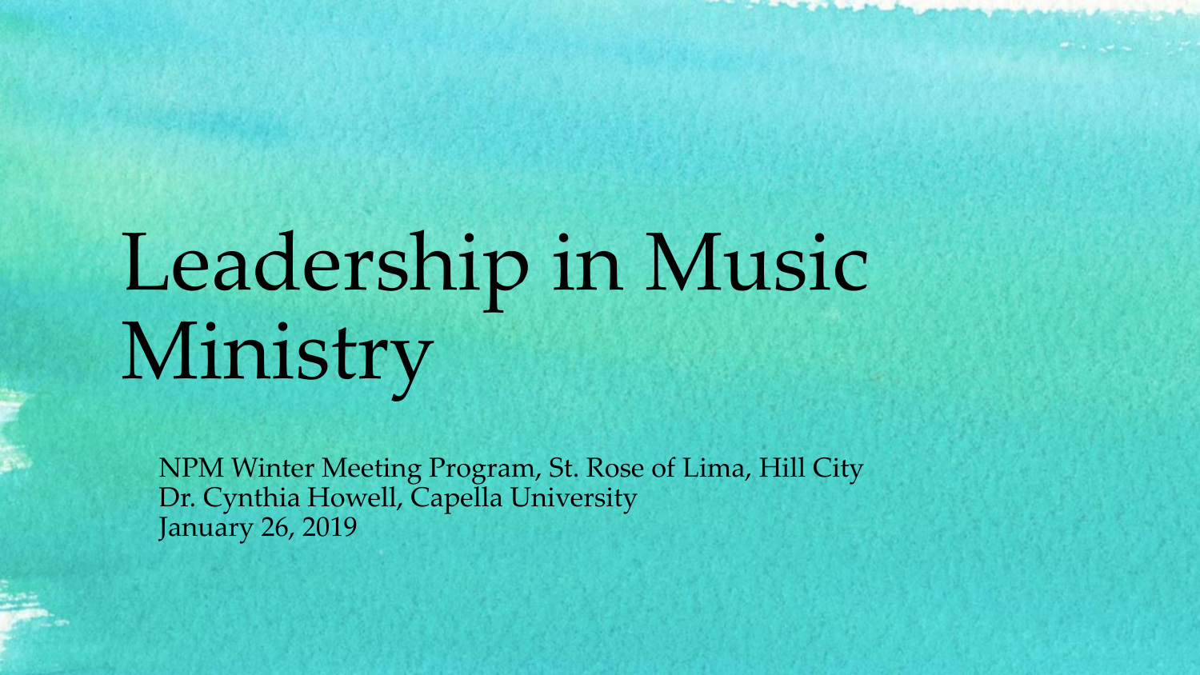# Leadership in Music Ministry

NPM Winter Meeting Program, St. Rose of Lima, Hill City
Dr. Cynthia Howell, Capella University
January 26, 2019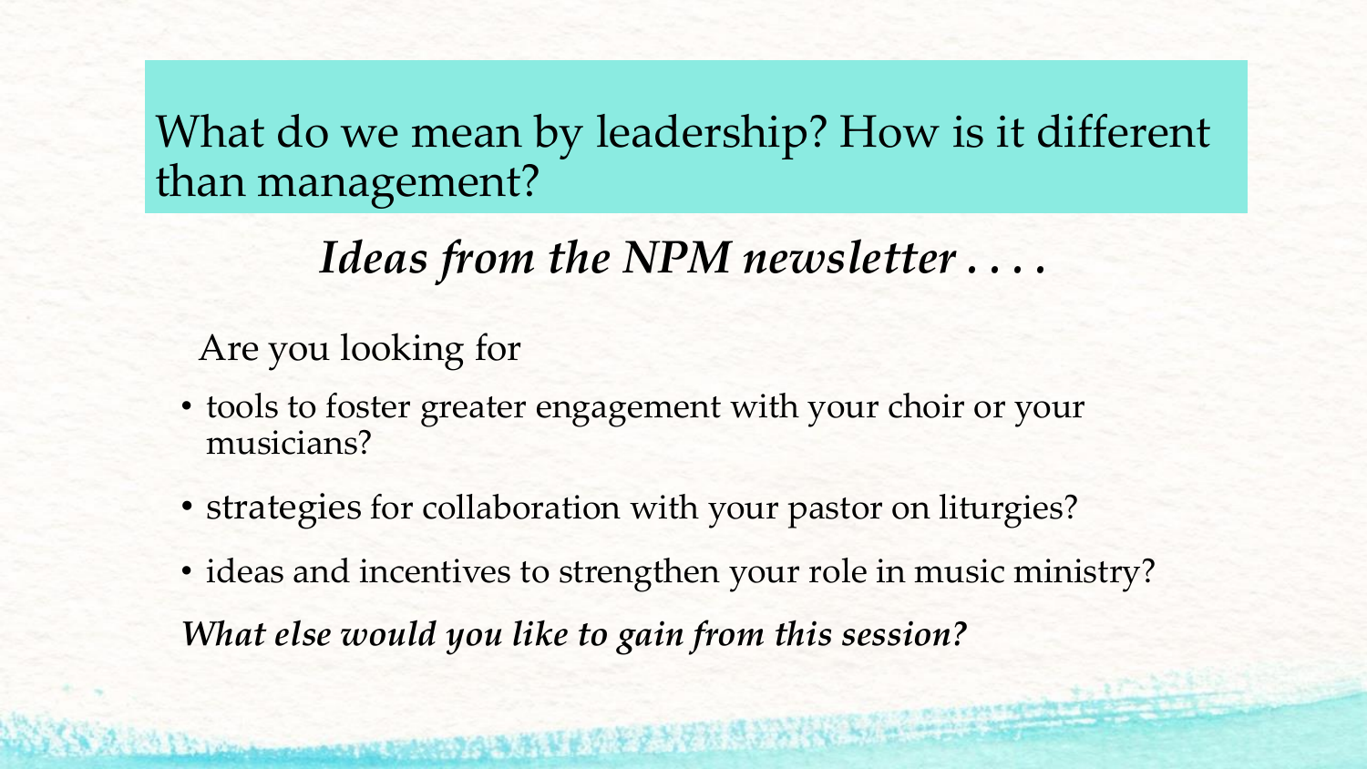# What do we mean by leadership? How is it different than management?

## *Ideas from the NPM newsletter . . . .*

Are you looking for

- tools to foster greater engagement with your choir or your musicians?
- strategies for collaboration with your pastor on liturgies?
- ideas and incentives to strengthen your role in music ministry?

***What else would you like to gain from this session?***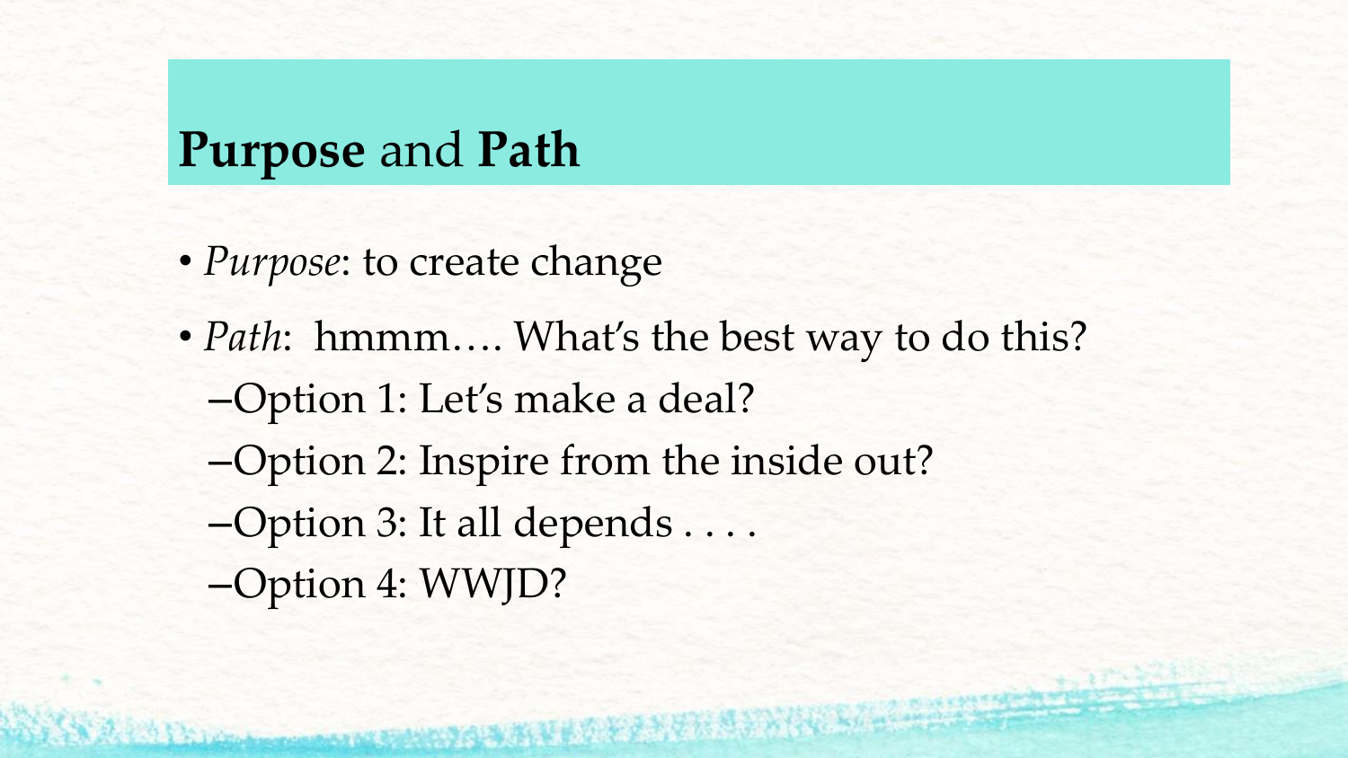# **Purpose** and **Path**

- *Purpose*: to create change
- *Path*: hmmm…. What's the best way to do this?
  - –Option 1: Let's make a deal?
  - –Option 2: Inspire from the inside out?
  - –Option 3: It all depends . . . .
  - –Option 4: WWJD?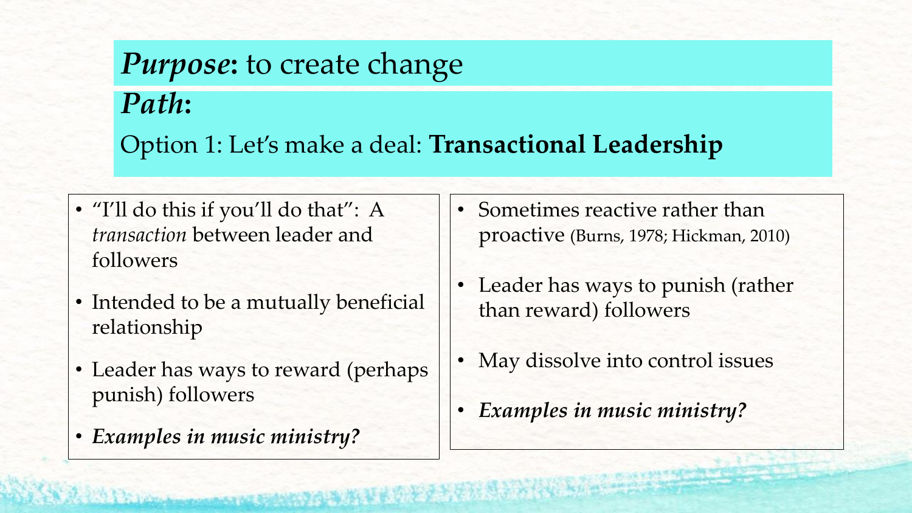***Purpose*:** to create change

***Path*:**

Option 1: Let's make a deal: **Transactional Leadership**

- "I'll do this if you'll do that": A *transaction* between leader and followers
- Intended to be a mutually beneficial relationship
- Leader has ways to reward (perhaps punish) followers
- ***Examples in music ministry?***

- Sometimes reactive rather than proactive (Burns, 1978; Hickman, 2010)
- Leader has ways to punish (rather than reward) followers
- May dissolve into control issues
- ***Examples in music ministry?***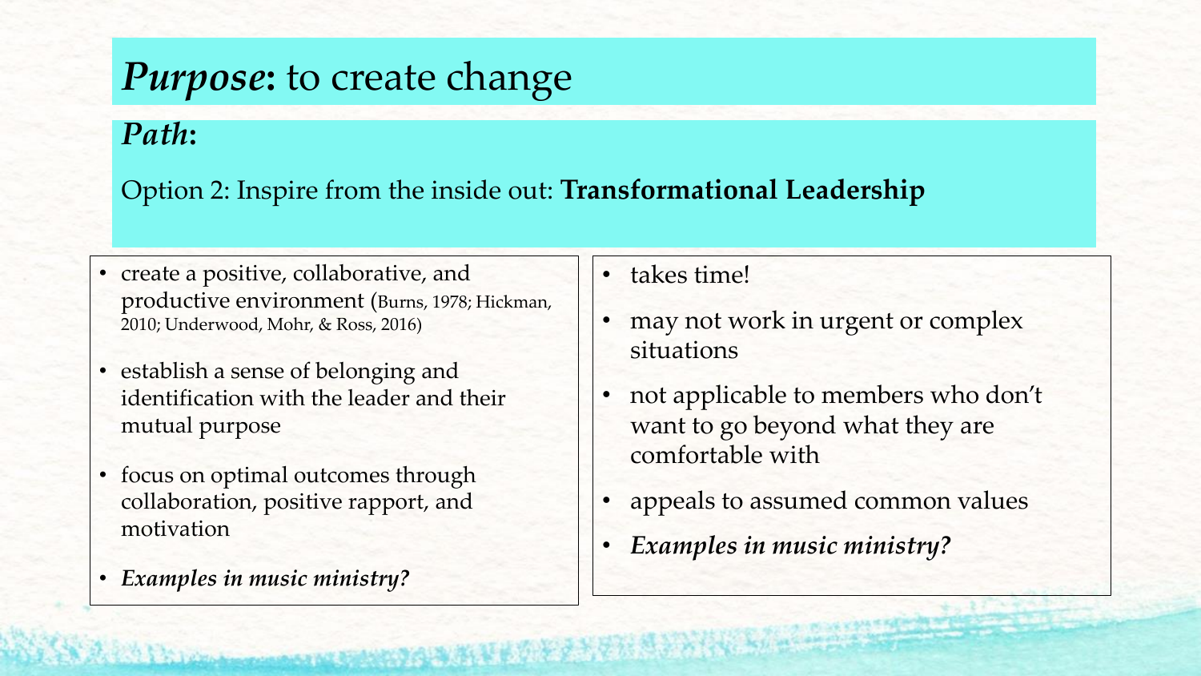# *Purpose*: to create change

## *Path*:

Option 2: Inspire from the inside out: **Transformational Leadership**

- create a positive, collaborative, and productive environment (Burns, 1978; Hickman, 2010; Underwood, Mohr, & Ross, 2016)
- establish a sense of belonging and identification with the leader and their mutual purpose
- focus on optimal outcomes through collaboration, positive rapport, and motivation
- ***Examples in music ministry?***

- takes time!
- may not work in urgent or complex situations
- not applicable to members who don't want to go beyond what they are comfortable with
- appeals to assumed common values
- ***Examples in music ministry?***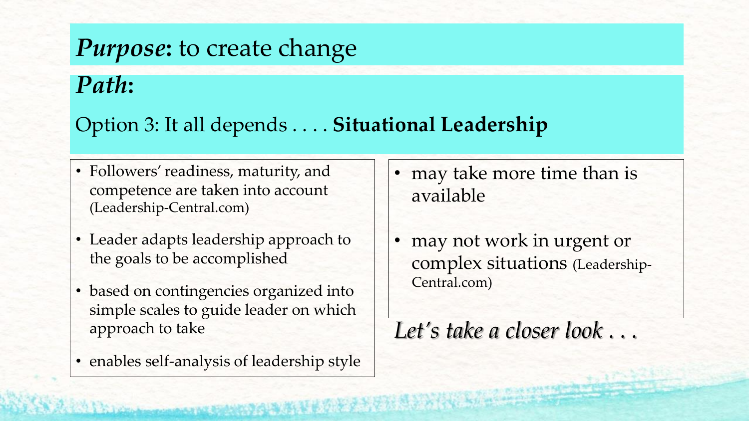## ***Purpose*: to create change**

## ***Path*:**

Option 3: It all depends . . . . **Situational Leadership**

- Followers' readiness, maturity, and competence are taken into account (Leadership-Central.com)
- Leader adapts leadership approach to the goals to be accomplished
- based on contingencies organized into simple scales to guide leader on which approach to take
- enables self-analysis of leadership style

- may take more time than is available
- may not work in urgent or complex situations (Leadership-Central.com)

*Let's take a closer look . . .*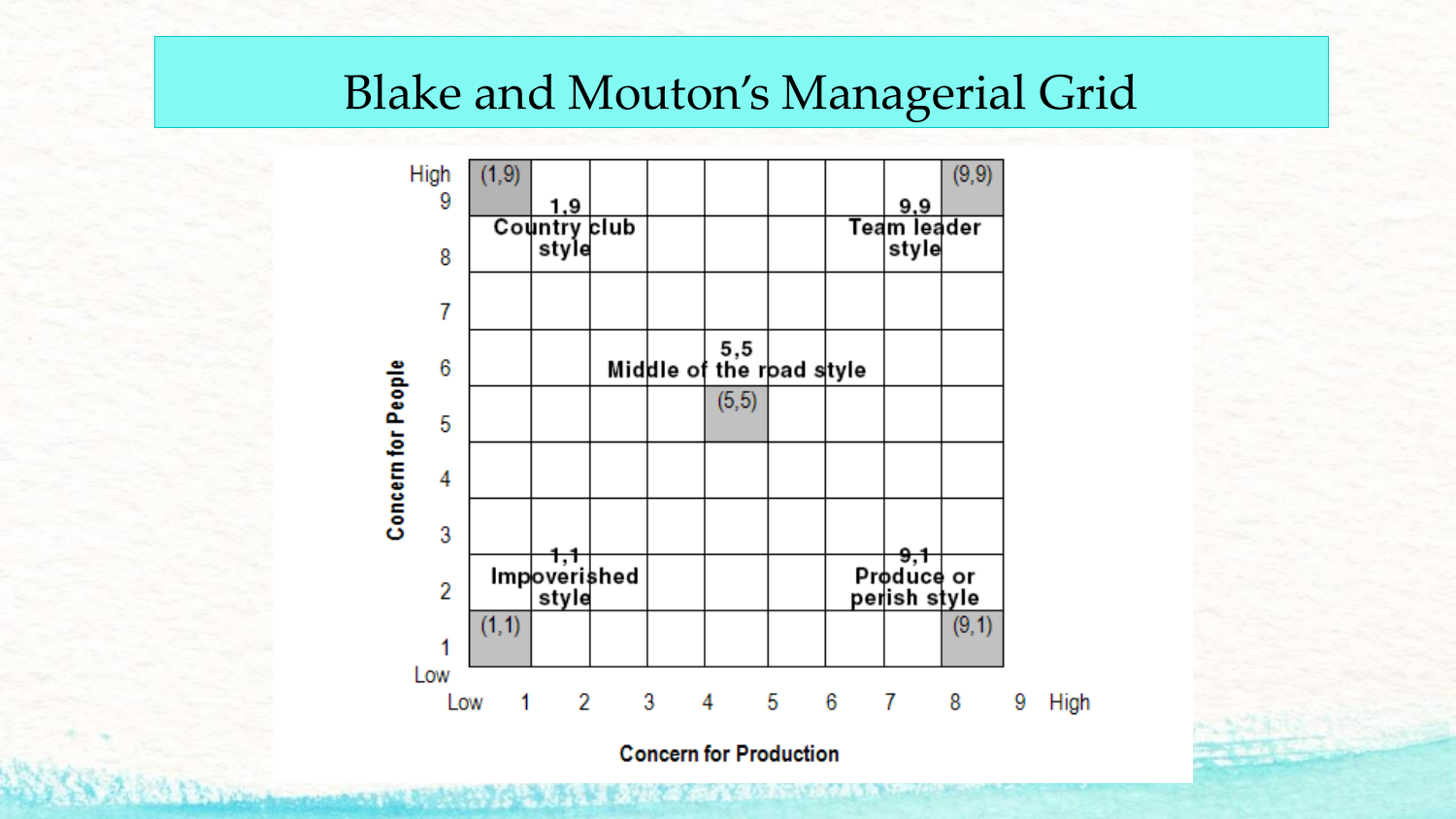# Blake and Mouton's Managerial Grid

**Concern for People** (vertical axis: Low 1 – 9 High)

**Concern for Production** (horizontal axis: Low 1 – 9 High)

- (1,9) — **1,9 Country club style**
- (9,9) — **9,9 Team leader style**
- (5,5) — **5,5 Middle of the road style**
- (1,1) — **1,1 Impoverished style**
- (9,1) — **9,1 Produce or perish style**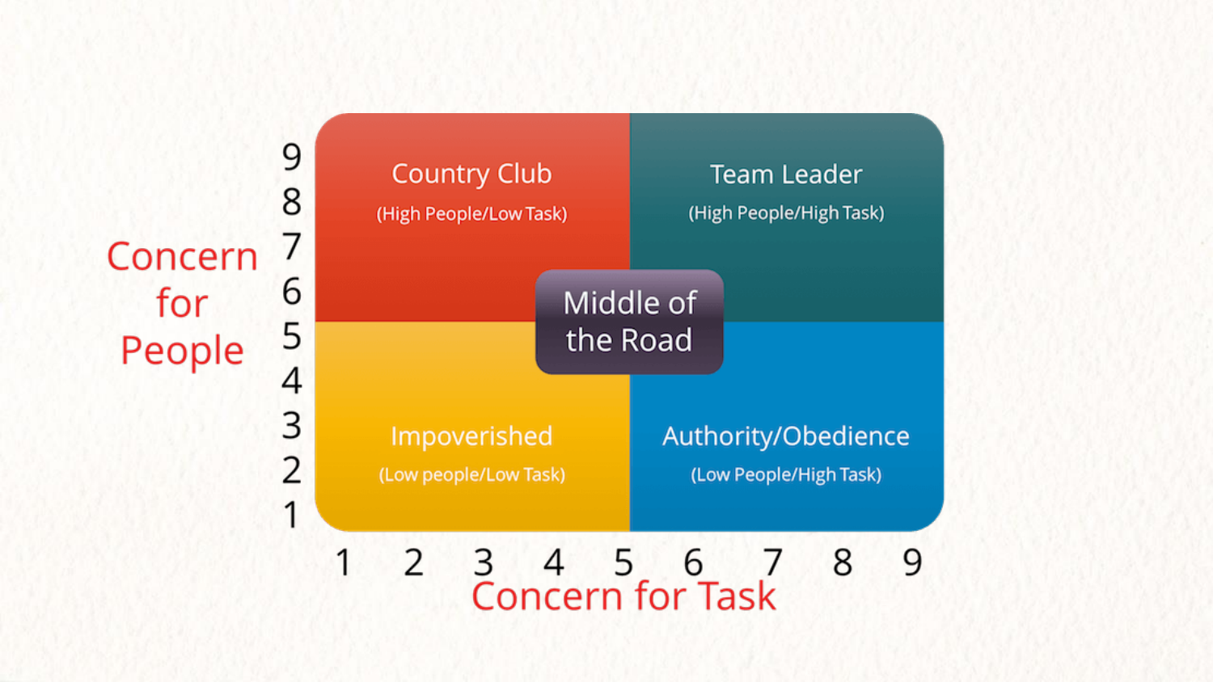Concern for People

9
8
7
6
5
4
3
2
1

Country Club
(High People/Low Task)

Team Leader
(High People/High Task)

Middle of the Road

Impoverished
(Low people/Low Task)

Authority/Obedience
(Low People/High Task)

1 2 3 4 5 6 7 8 9

Concern for Task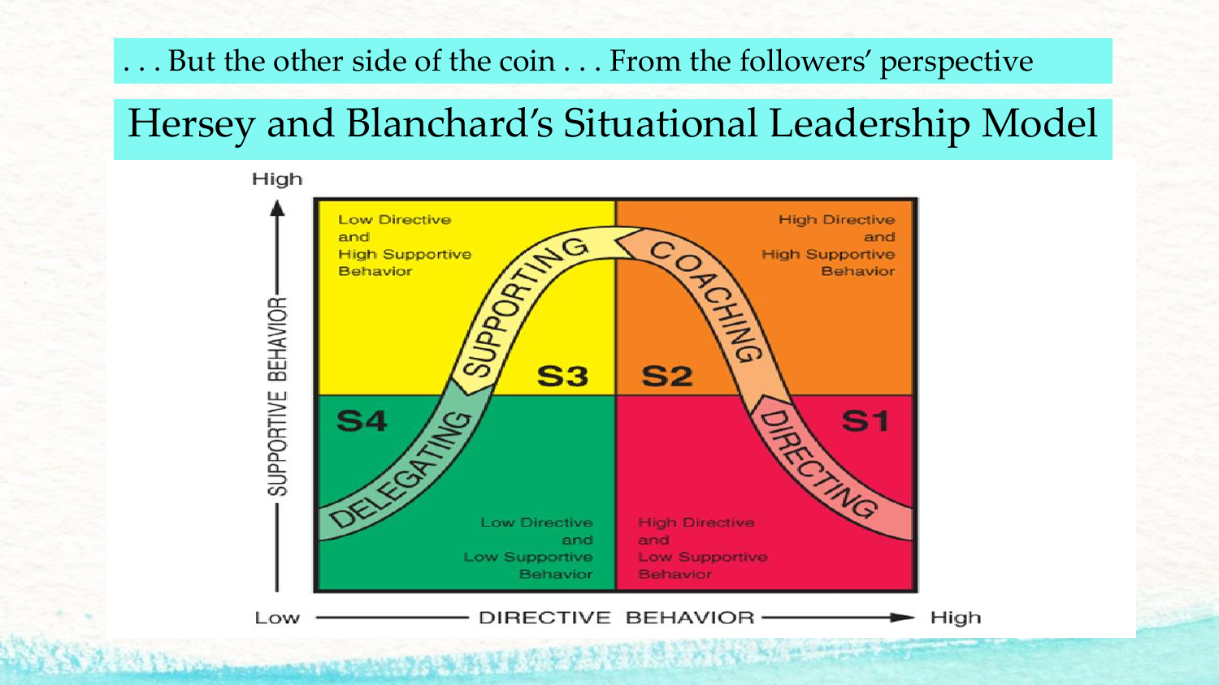. . . But the other side of the coin . . . From the followers' perspective

# Hersey and Blanchard's Situational Leadership Model

High

SUPPORTIVE BEHAVIOR

| Low Directive and High Supportive Behavior | High Directive and High Supportive Behavior |
|---|---|
| S3 — SUPPORTING | S2 — COACHING |
| S4 — DELEGATING | S1 — DIRECTING |
| Low Directive and Low Supportive Behavior | High Directive and Low Supportive Behavior |

Low — DIRECTIVE BEHAVIOR — High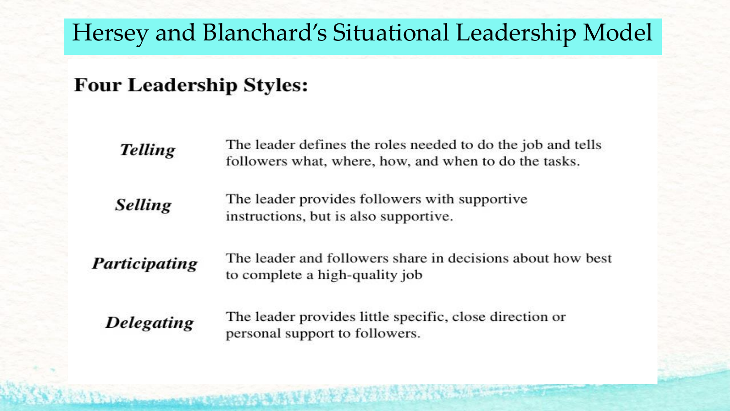# Hersey and Blanchard's Situational Leadership Model

## Four Leadership Styles:

***Telling*** — The leader defines the roles needed to do the job and tells followers what, where, how, and when to do the tasks.

***Selling*** — The leader provides followers with supportive instructions, but is also supportive.

***Participating*** — The leader and followers share in decisions about how best to complete a high-quality job

***Delegating*** — The leader provides little specific, close direction or personal support to followers.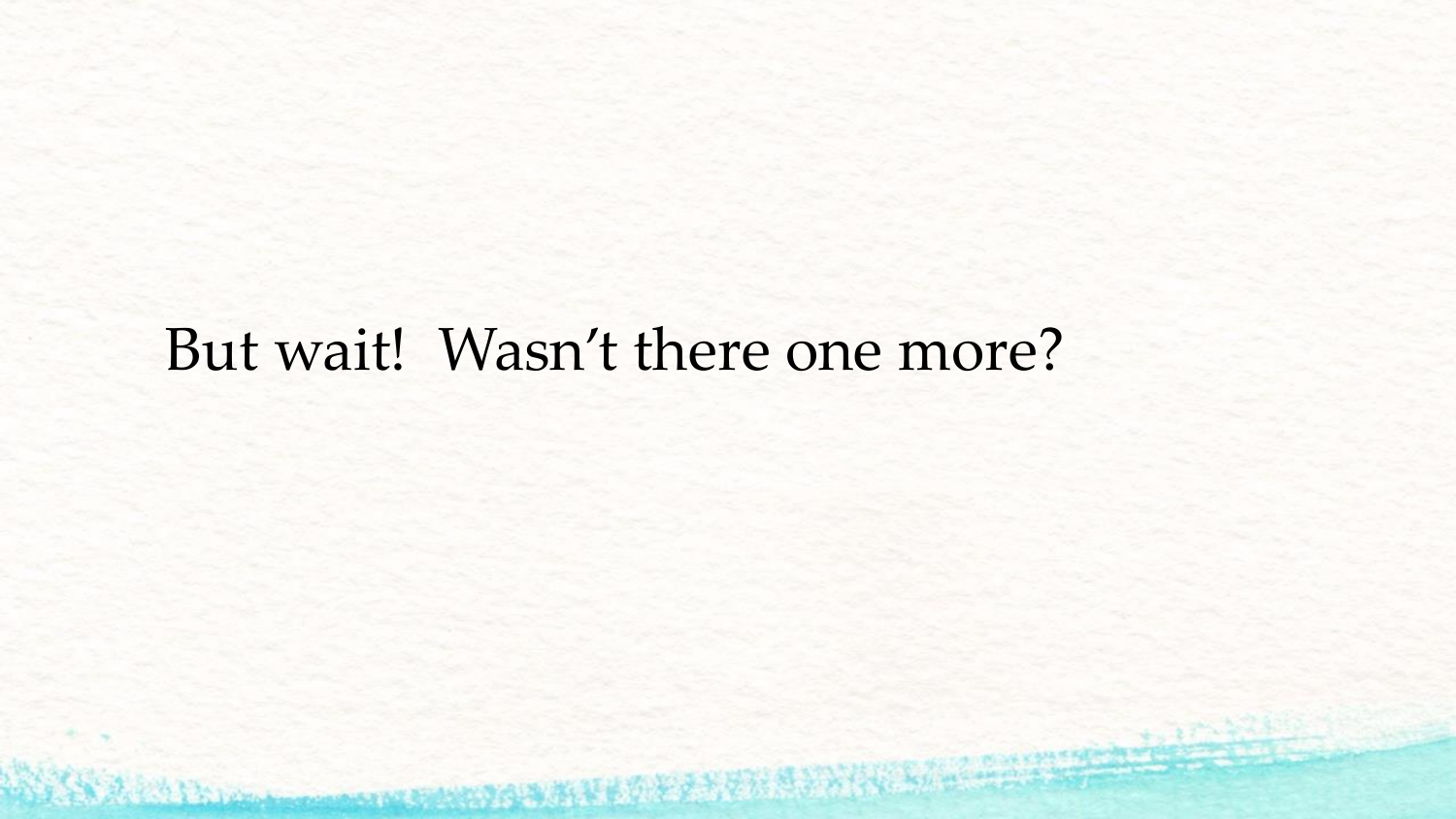But wait! Wasn't there one more?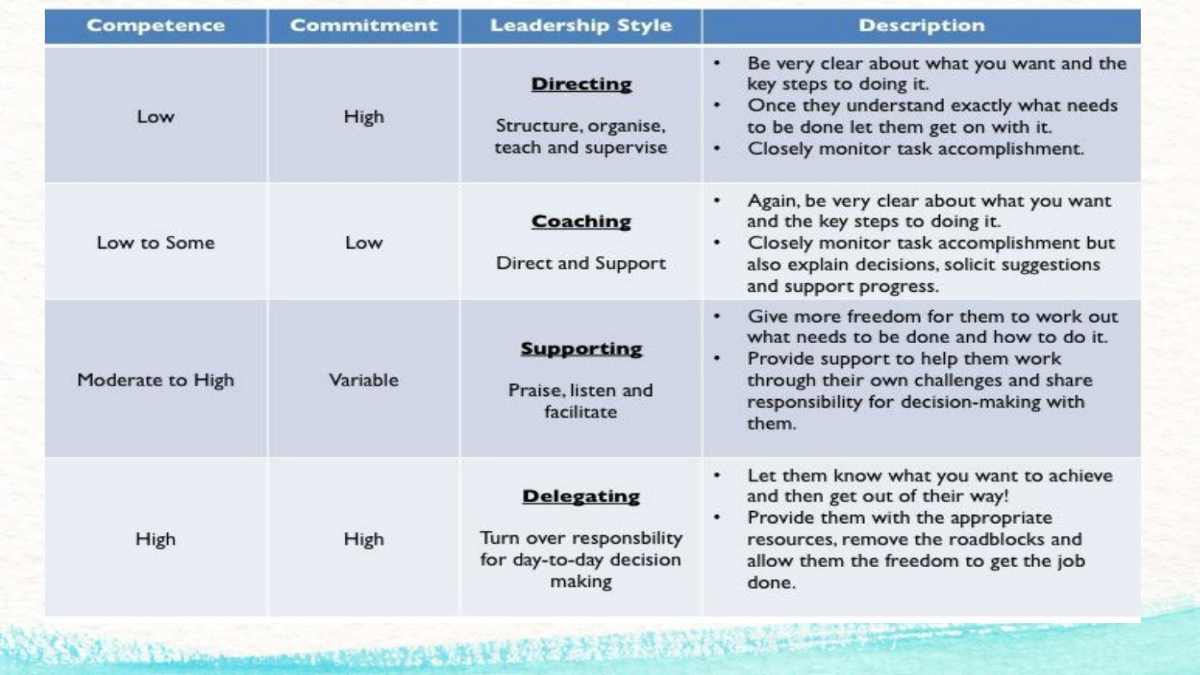| Competence | Commitment | Leadership Style | Description |
|---|---|---|---|
| Low | High | **Directing**<br><br>Structure, organise, teach and supervise | • Be very clear about what you want and the key steps to doing it.<br>• Once they understand exactly what needs to be done let them get on with it.<br>• Closely monitor task accomplishment. |
| Low to Some | Low | **Coaching**<br><br>Direct and Support | • Again, be very clear about what you want and the key steps to doing it.<br>• Closely monitor task accomplishment but also explain decisions, solicit suggestions and support progress. |
| Moderate to High | Variable | **Supporting**<br><br>Praise, listen and facilitate | • Give more freedom for them to work out what needs to be done and how to do it.<br>• Provide support to help them work through their own challenges and share responsibility for decision-making with them. |
| High | High | **Delegating**<br><br>Turn over responsbility for day-to-day decision making | • Let them know what you want to achieve and then get out of their way!<br>• Provide them with the appropriate resources, remove the roadblocks and allow them the freedom to get the job done. |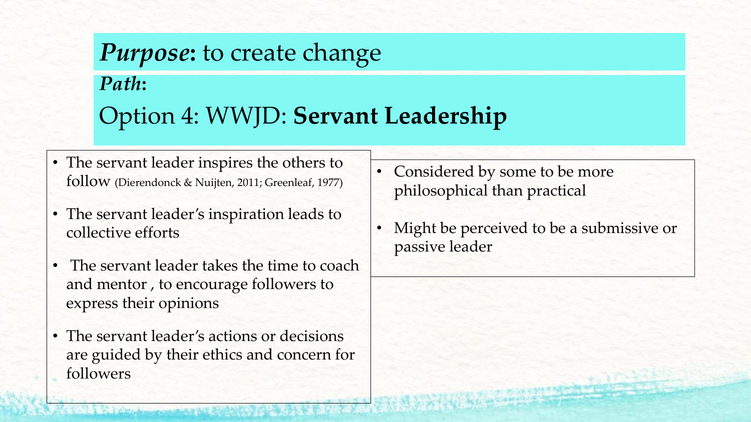## *Purpose***:** to create change

### *Path***:**

## Option 4: WWJD: **Servant Leadership**

- The servant leader inspires the others to follow (Dierendonck & Nuijten, 2011; Greenleaf, 1977)
- The servant leader's inspiration leads to collective efforts
- The servant leader takes the time to coach and mentor , to encourage followers to express their opinions
- The servant leader's actions or decisions are guided by their ethics and concern for followers

- Considered by some to be more philosophical than practical
- Might be perceived to be a submissive or passive leader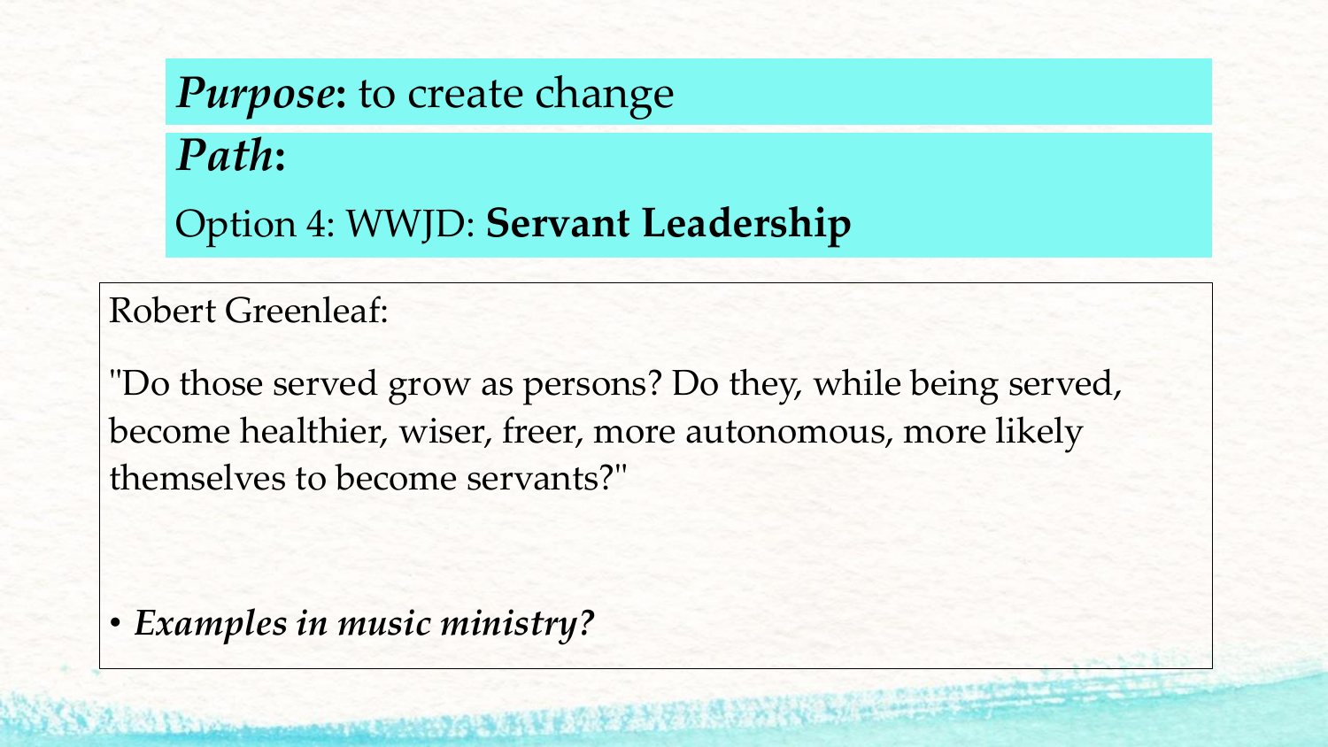***Purpose*:** to create change

***Path*:**

Option 4: WWJD: **Servant Leadership**

Robert Greenleaf:

"Do those served grow as persons? Do they, while being served, become healthier, wiser, freer, more autonomous, more likely themselves to become servants?"

- ***Examples in music ministry?***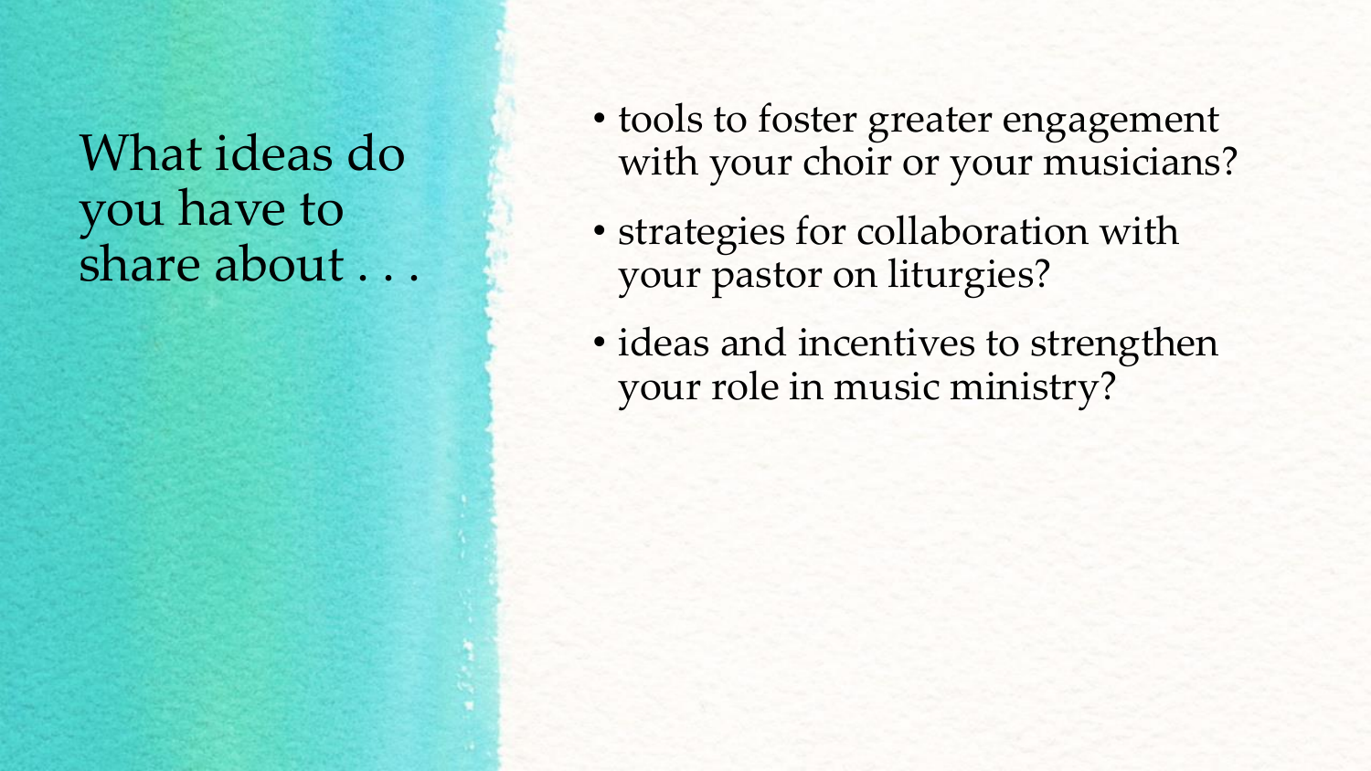# What ideas do you have to share about . . .

- tools to foster greater engagement with your choir or your musicians?
- strategies for collaboration with your pastor on liturgies?
- ideas and incentives to strengthen your role in music ministry?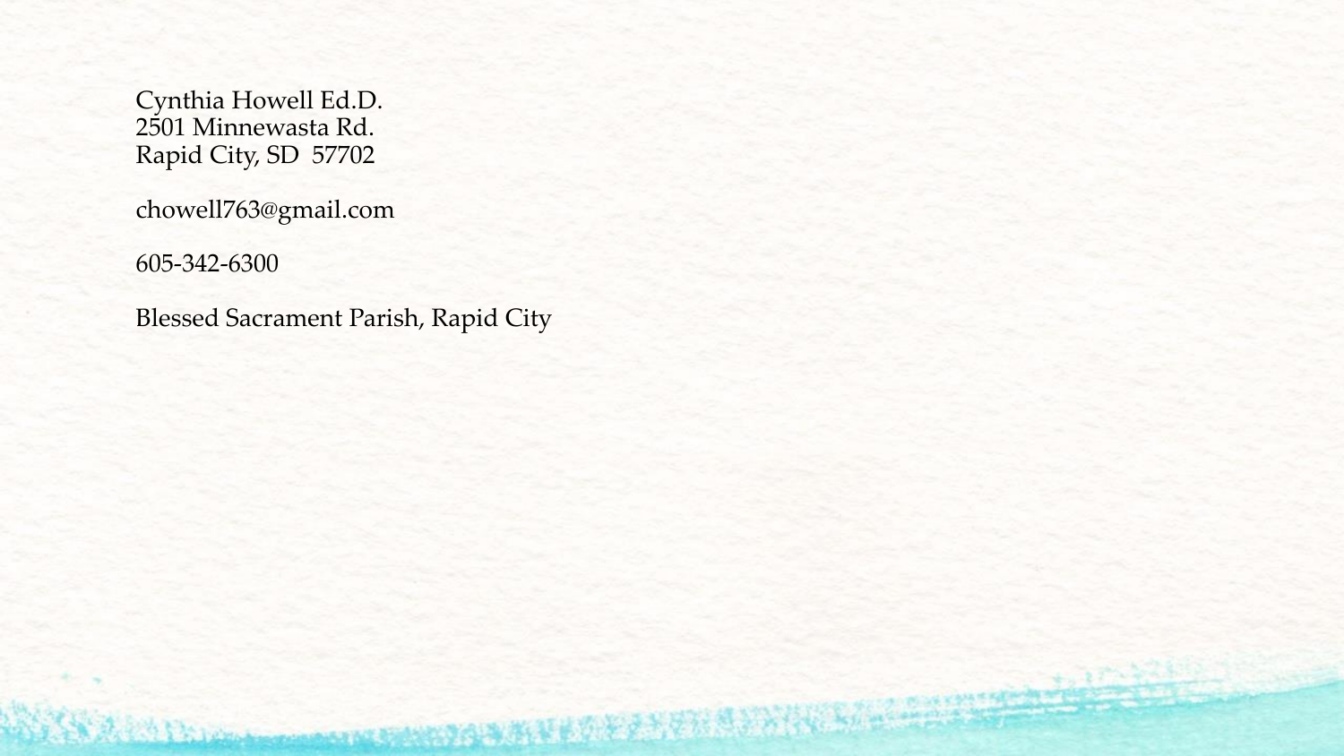Cynthia Howell Ed.D.
2501 Minnewasta Rd.
Rapid City, SD  57702

chowell763@gmail.com

605-342-6300

Blessed Sacrament Parish, Rapid City